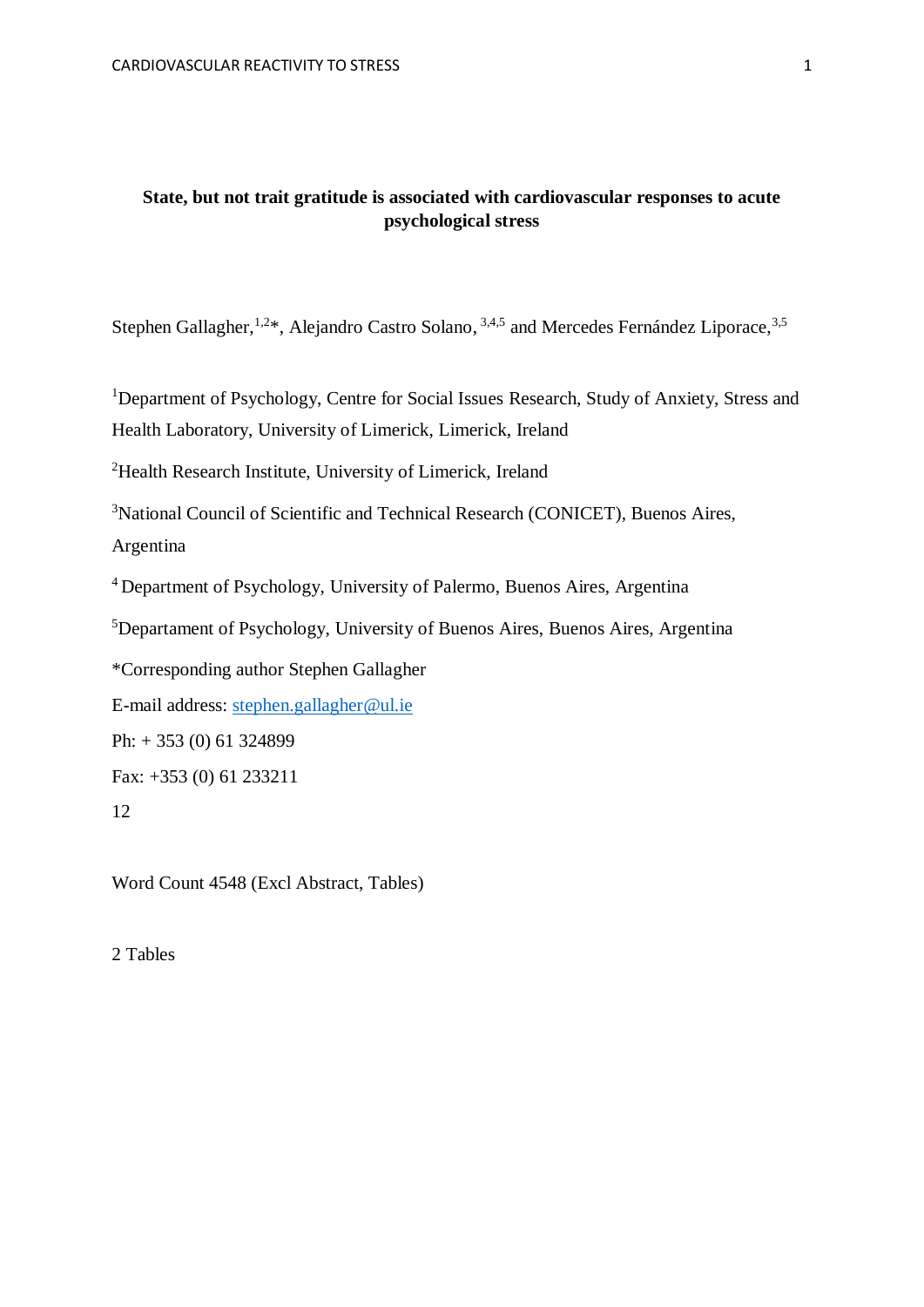**State, but not trait gratitude is associated with cardiovascular responses to acute psychological stress**

Stephen Gallagher,[1,2]*, Alejandro Castro Solano, [3,4,5] and Mercedes Fernández Liporace,[3,5]

[1]Department of Psychology, Centre for Social Issues Research, Study of Anxiety, Stress and Health Laboratory, University of Limerick, Limerick, Ireland

[2]Health Research Institute, University of Limerick, Ireland

[3]National Council of Scientific and Technical Research (CONICET), Buenos Aires, Argentina

[4] Department of Psychology, University of Palermo, Buenos Aires, Argentina

[5]Departament of Psychology, University of Buenos Aires, Buenos Aires, Argentina

*Corresponding author Stephen Gallagher

E-mail address: stephen.gallagher@ul.ie

Ph: + 353 (0) 61 324899

Fax: +353 (0) 61 233211

12

Word Count 4548 (Excl Abstract, Tables)

2 Tables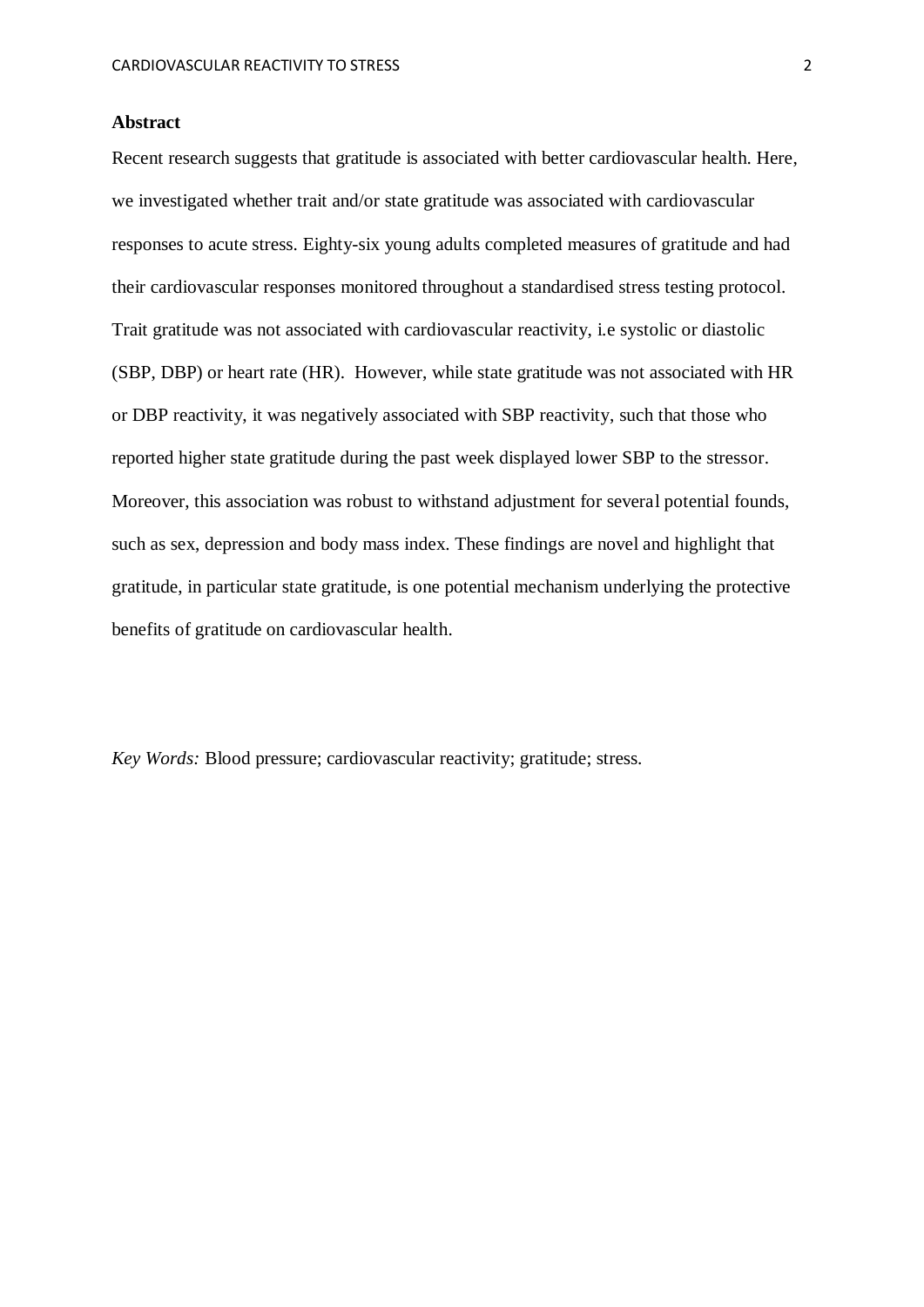## Abstract

Recent research suggests that gratitude is associated with better cardiovascular health. Here, we investigated whether trait and/or state gratitude was associated with cardiovascular responses to acute stress. Eighty-six young adults completed measures of gratitude and had their cardiovascular responses monitored throughout a standardised stress testing protocol. Trait gratitude was not associated with cardiovascular reactivity, i.e systolic or diastolic (SBP, DBP) or heart rate (HR). However, while state gratitude was not associated with HR or DBP reactivity, it was negatively associated with SBP reactivity, such that those who reported higher state gratitude during the past week displayed lower SBP to the stressor. Moreover, this association was robust to withstand adjustment for several potential founds, such as sex, depression and body mass index. These findings are novel and highlight that gratitude, in particular state gratitude, is one potential mechanism underlying the protective benefits of gratitude on cardiovascular health.

*Key Words:* Blood pressure; cardiovascular reactivity; gratitude; stress.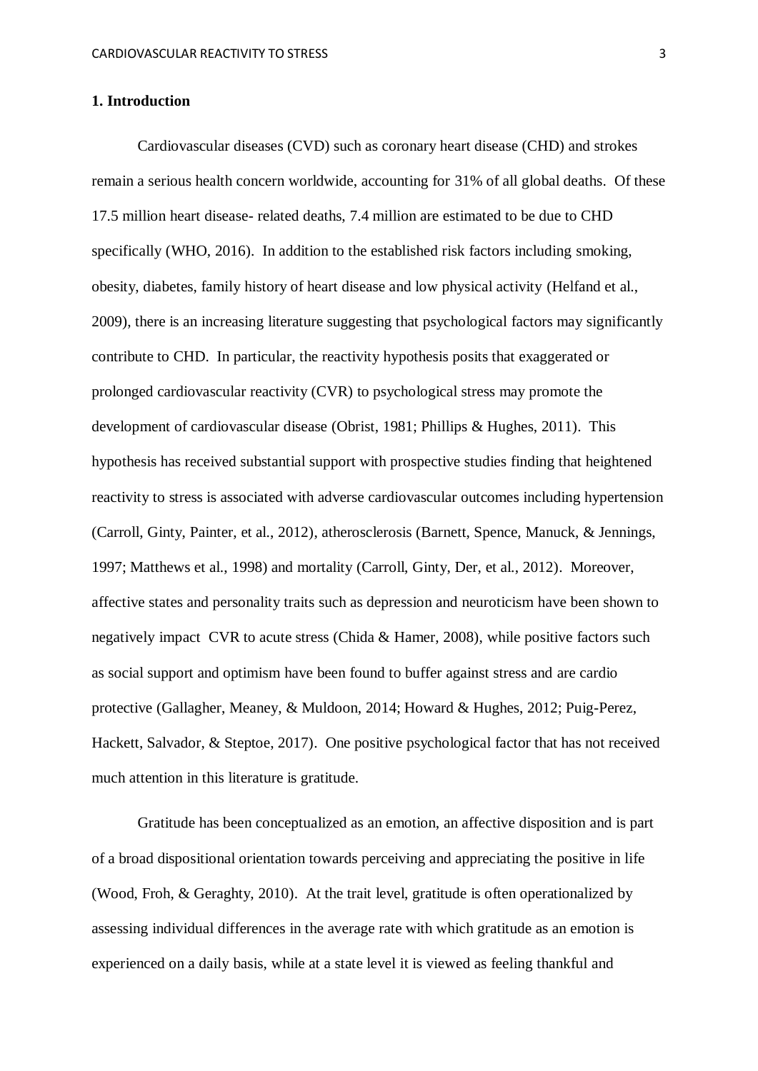## 1. Introduction

Cardiovascular diseases (CVD) such as coronary heart disease (CHD) and strokes remain a serious health concern worldwide, accounting for 31% of all global deaths. Of these 17.5 million heart disease- related deaths, 7.4 million are estimated to be due to CHD specifically (WHO, 2016). In addition to the established risk factors including smoking, obesity, diabetes, family history of heart disease and low physical activity (Helfand et al., 2009), there is an increasing literature suggesting that psychological factors may significantly contribute to CHD. In particular, the reactivity hypothesis posits that exaggerated or prolonged cardiovascular reactivity (CVR) to psychological stress may promote the development of cardiovascular disease (Obrist, 1981; Phillips & Hughes, 2011). This hypothesis has received substantial support with prospective studies finding that heightened reactivity to stress is associated with adverse cardiovascular outcomes including hypertension (Carroll, Ginty, Painter, et al., 2012), atherosclerosis (Barnett, Spence, Manuck, & Jennings, 1997; Matthews et al., 1998) and mortality (Carroll, Ginty, Der, et al., 2012). Moreover, affective states and personality traits such as depression and neuroticism have been shown to negatively impact CVR to acute stress (Chida & Hamer, 2008), while positive factors such as social support and optimism have been found to buffer against stress and are cardio protective (Gallagher, Meaney, & Muldoon, 2014; Howard & Hughes, 2012; Puig-Perez, Hackett, Salvador, & Steptoe, 2017). One positive psychological factor that has not received much attention in this literature is gratitude.

Gratitude has been conceptualized as an emotion, an affective disposition and is part of a broad dispositional orientation towards perceiving and appreciating the positive in life (Wood, Froh, & Geraghty, 2010). At the trait level, gratitude is often operationalized by assessing individual differences in the average rate with which gratitude as an emotion is experienced on a daily basis, while at a state level it is viewed as feeling thankful and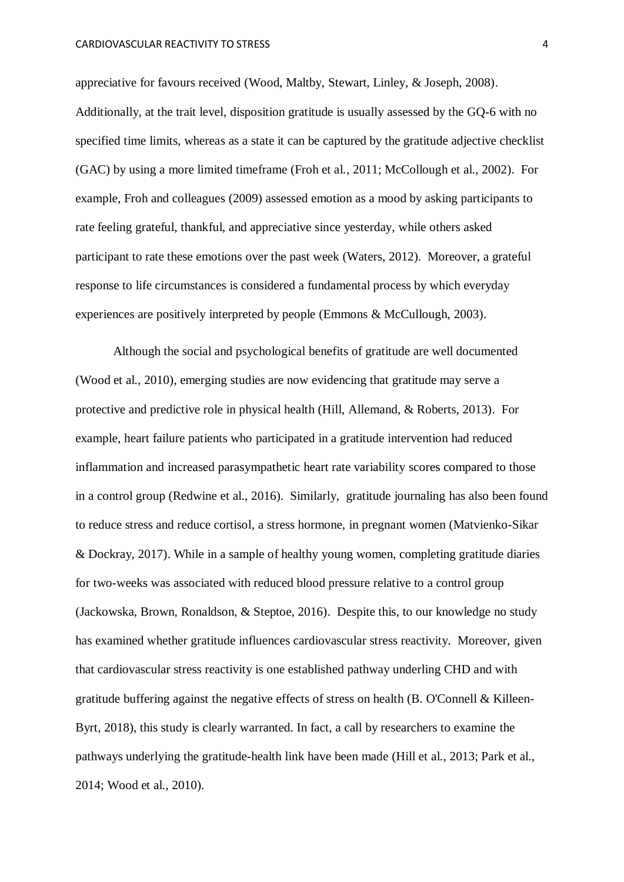appreciative for favours received (Wood, Maltby, Stewart, Linley, & Joseph, 2008). Additionally, at the trait level, disposition gratitude is usually assessed by the GQ-6 with no specified time limits, whereas as a state it can be captured by the gratitude adjective checklist (GAC) by using a more limited timeframe (Froh et al., 2011; McCollough et al., 2002). For example, Froh and colleagues (2009) assessed emotion as a mood by asking participants to rate feeling grateful, thankful, and appreciative since yesterday, while others asked participant to rate these emotions over the past week (Waters, 2012). Moreover, a grateful response to life circumstances is considered a fundamental process by which everyday experiences are positively interpreted by people (Emmons & McCullough, 2003).

Although the social and psychological benefits of gratitude are well documented (Wood et al., 2010), emerging studies are now evidencing that gratitude may serve a protective and predictive role in physical health (Hill, Allemand, & Roberts, 2013). For example, heart failure patients who participated in a gratitude intervention had reduced inflammation and increased parasympathetic heart rate variability scores compared to those in a control group (Redwine et al., 2016). Similarly, gratitude journaling has also been found to reduce stress and reduce cortisol, a stress hormone, in pregnant women (Matvienko-Sikar & Dockray, 2017). While in a sample of healthy young women, completing gratitude diaries for two-weeks was associated with reduced blood pressure relative to a control group (Jackowska, Brown, Ronaldson, & Steptoe, 2016). Despite this, to our knowledge no study has examined whether gratitude influences cardiovascular stress reactivity. Moreover, given that cardiovascular stress reactivity is one established pathway underling CHD and with gratitude buffering against the negative effects of stress on health (B. O'Connell & Killeen-Byrt, 2018), this study is clearly warranted. In fact, a call by researchers to examine the pathways underlying the gratitude-health link have been made (Hill et al., 2013; Park et al., 2014; Wood et al., 2010).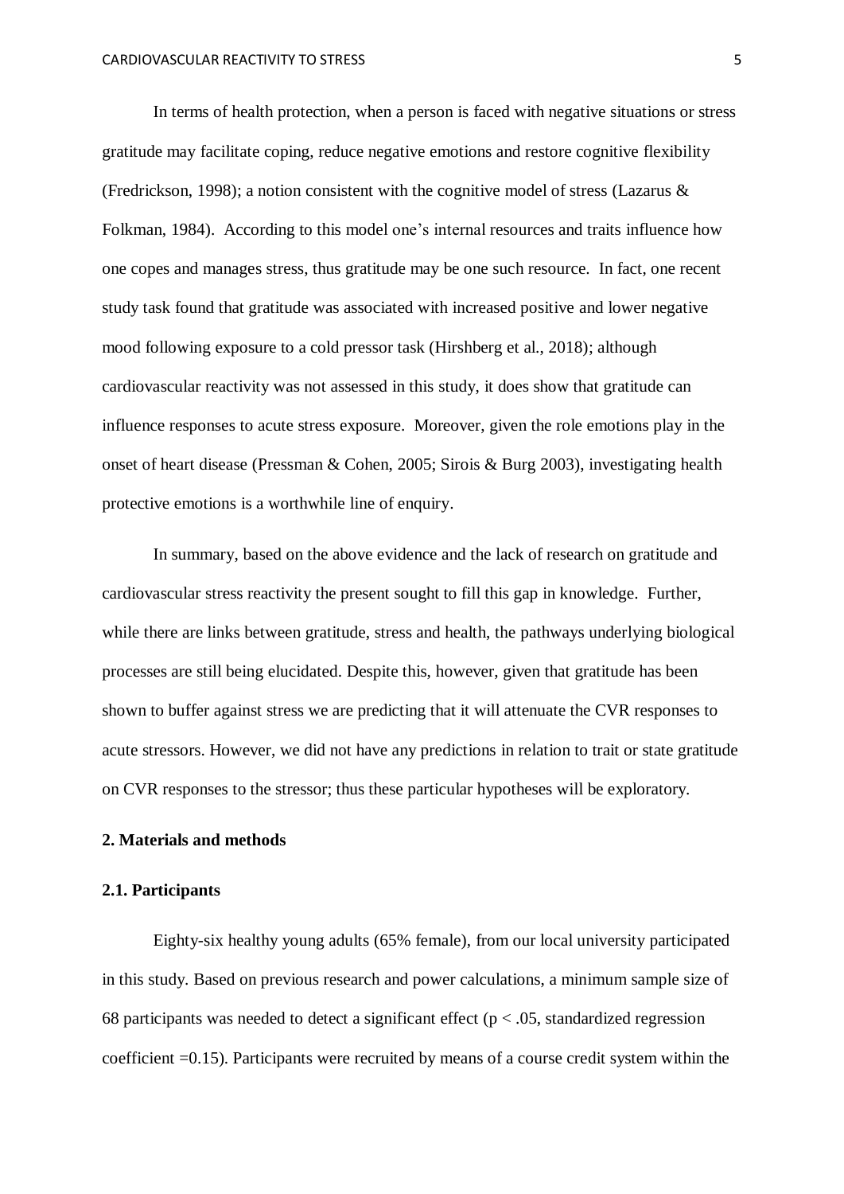In terms of health protection, when a person is faced with negative situations or stress gratitude may facilitate coping, reduce negative emotions and restore cognitive flexibility (Fredrickson, 1998); a notion consistent with the cognitive model of stress (Lazarus & Folkman, 1984). According to this model one's internal resources and traits influence how one copes and manages stress, thus gratitude may be one such resource. In fact, one recent study task found that gratitude was associated with increased positive and lower negative mood following exposure to a cold pressor task (Hirshberg et al., 2018); although cardiovascular reactivity was not assessed in this study, it does show that gratitude can influence responses to acute stress exposure. Moreover, given the role emotions play in the onset of heart disease (Pressman & Cohen, 2005; Sirois & Burg 2003), investigating health protective emotions is a worthwhile line of enquiry.

In summary, based on the above evidence and the lack of research on gratitude and cardiovascular stress reactivity the present sought to fill this gap in knowledge. Further, while there are links between gratitude, stress and health, the pathways underlying biological processes are still being elucidated. Despite this, however, given that gratitude has been shown to buffer against stress we are predicting that it will attenuate the CVR responses to acute stressors. However, we did not have any predictions in relation to trait or state gratitude on CVR responses to the stressor; thus these particular hypotheses will be exploratory.

## 2. Materials and methods

### 2.1. Participants

Eighty-six healthy young adults (65% female), from our local university participated in this study. Based on previous research and power calculations, a minimum sample size of 68 participants was needed to detect a significant effect ($p < .05$, standardized regression coefficient =0.15). Participants were recruited by means of a course credit system within the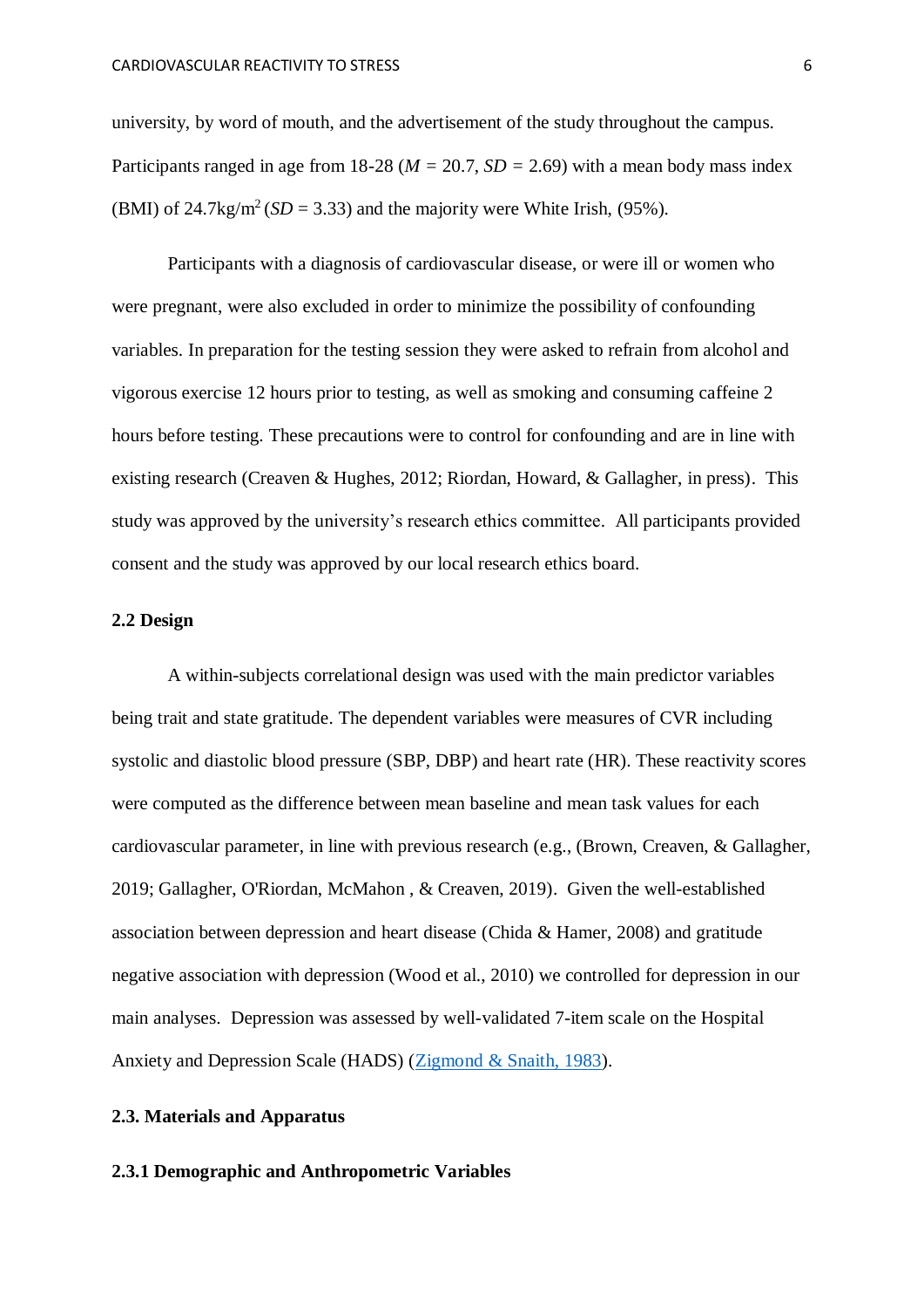university, by word of mouth, and the advertisement of the study throughout the campus. Participants ranged in age from 18-28 (*M* = 20.7, *SD* = 2.69) with a mean body mass index (BMI) of 24.7kg/m$^2$ (*SD* = 3.33) and the majority were White Irish, (95%).

Participants with a diagnosis of cardiovascular disease, or were ill or women who were pregnant, were also excluded in order to minimize the possibility of confounding variables. In preparation for the testing session they were asked to refrain from alcohol and vigorous exercise 12 hours prior to testing, as well as smoking and consuming caffeine 2 hours before testing. These precautions were to control for confounding and are in line with existing research (Creaven & Hughes, 2012; Riordan, Howard, & Gallagher, in press). This study was approved by the university's research ethics committee. All participants provided consent and the study was approved by our local research ethics board.

**2.2 Design**

A within-subjects correlational design was used with the main predictor variables being trait and state gratitude. The dependent variables were measures of CVR including systolic and diastolic blood pressure (SBP, DBP) and heart rate (HR). These reactivity scores were computed as the difference between mean baseline and mean task values for each cardiovascular parameter, in line with previous research (e.g., (Brown, Creaven, & Gallagher, 2019; Gallagher, O'Riordan, McMahon , & Creaven, 2019). Given the well-established association between depression and heart disease (Chida & Hamer, 2008) and gratitude negative association with depression (Wood et al., 2010) we controlled for depression in our main analyses. Depression was assessed by well-validated 7-item scale on the Hospital Anxiety and Depression Scale (HADS) (Zigmond & Snaith, 1983).

**2.3. Materials and Apparatus**

**2.3.1 Demographic and Anthropometric Variables**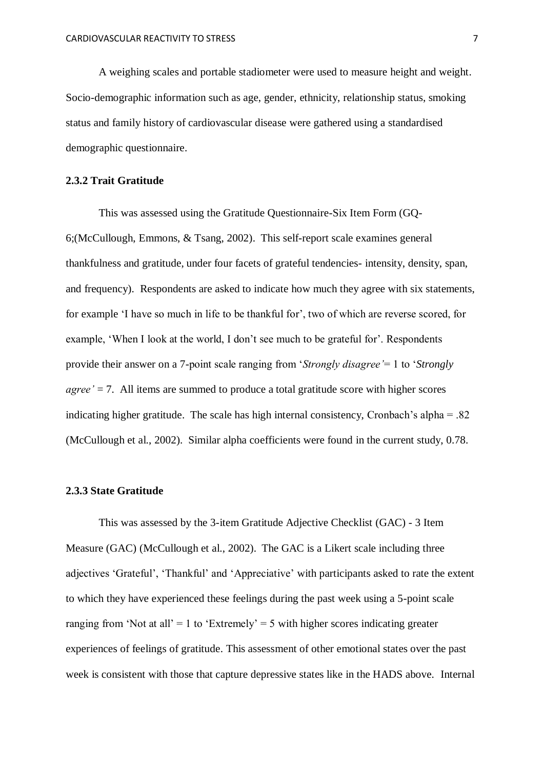A weighing scales and portable stadiometer were used to measure height and weight. Socio-demographic information such as age, gender, ethnicity, relationship status, smoking status and family history of cardiovascular disease were gathered using a standardised demographic questionnaire.

### 2.3.2 Trait Gratitude

This was assessed using the Gratitude Questionnaire-Six Item Form (GQ-6;(McCullough, Emmons, & Tsang, 2002). This self-report scale examines general thankfulness and gratitude, under four facets of grateful tendencies- intensity, density, span, and frequency). Respondents are asked to indicate how much they agree with six statements, for example 'I have so much in life to be thankful for', two of which are reverse scored, for example, 'When I look at the world, I don't see much to be grateful for'. Respondents provide their answer on a 7-point scale ranging from '*Strongly disagree'*= 1 to '*Strongly agree'* = 7. All items are summed to produce a total gratitude score with higher scores indicating higher gratitude. The scale has high internal consistency, Cronbach's alpha = .82 (McCullough et al., 2002). Similar alpha coefficients were found in the current study, 0.78.

### 2.3.3 State Gratitude

This was assessed by the 3-item Gratitude Adjective Checklist (GAC) - 3 Item Measure (GAC) (McCullough et al., 2002). The GAC is a Likert scale including three adjectives 'Grateful', 'Thankful' and 'Appreciative' with participants asked to rate the extent to which they have experienced these feelings during the past week using a 5-point scale ranging from 'Not at all' = 1 to 'Extremely' = 5 with higher scores indicating greater experiences of feelings of gratitude. This assessment of other emotional states over the past week is consistent with those that capture depressive states like in the HADS above. Internal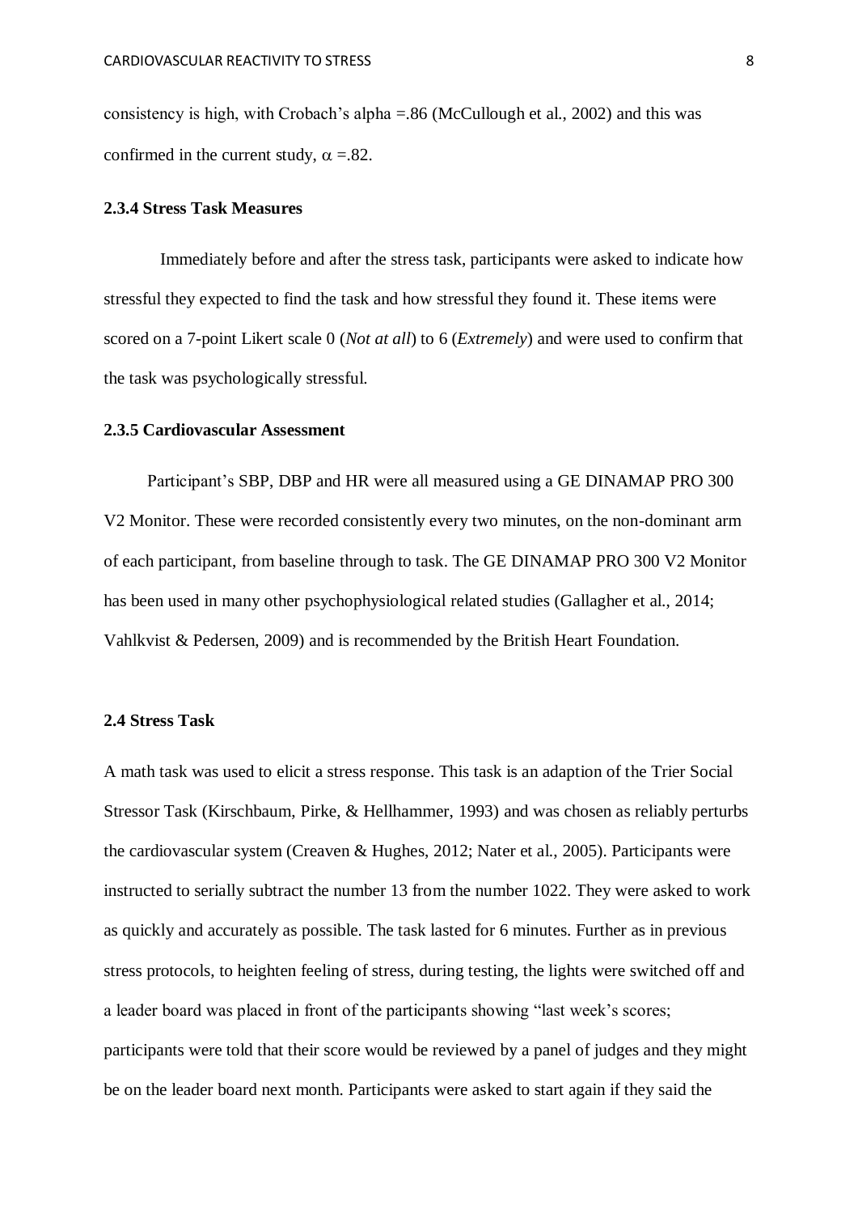consistency is high, with Crobach's alpha =.86 (McCullough et al., 2002) and this was confirmed in the current study, $\alpha$ =.82.

### 2.3.4 Stress Task Measures

Immediately before and after the stress task, participants were asked to indicate how stressful they expected to find the task and how stressful they found it. These items were scored on a 7-point Likert scale 0 (*Not at all*) to 6 (*Extremely*) and were used to confirm that the task was psychologically stressful.

### 2.3.5 Cardiovascular Assessment

Participant's SBP, DBP and HR were all measured using a GE DINAMAP PRO 300 V2 Monitor. These were recorded consistently every two minutes, on the non-dominant arm of each participant, from baseline through to task. The GE DINAMAP PRO 300 V2 Monitor has been used in many other psychophysiological related studies (Gallagher et al., 2014; Vahlkvist & Pedersen, 2009) and is recommended by the British Heart Foundation.

## 2.4 Stress Task

A math task was used to elicit a stress response. This task is an adaption of the Trier Social Stressor Task (Kirschbaum, Pirke, & Hellhammer, 1993) and was chosen as reliably perturbs the cardiovascular system (Creaven & Hughes, 2012; Nater et al., 2005). Participants were instructed to serially subtract the number 13 from the number 1022. They were asked to work as quickly and accurately as possible. The task lasted for 6 minutes. Further as in previous stress protocols, to heighten feeling of stress, during testing, the lights were switched off and a leader board was placed in front of the participants showing "last week's scores; participants were told that their score would be reviewed by a panel of judges and they might be on the leader board next month. Participants were asked to start again if they said the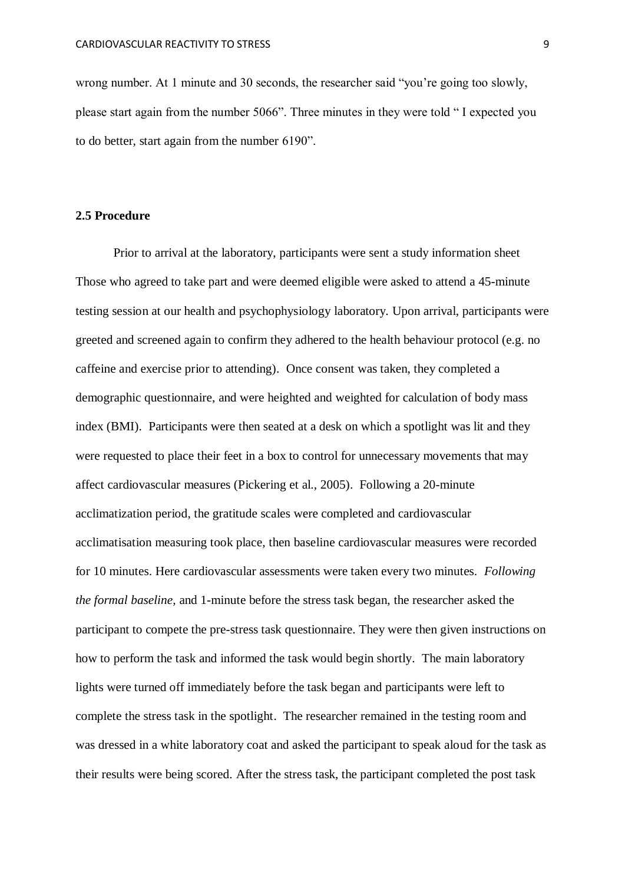wrong number. At 1 minute and 30 seconds, the researcher said "you're going too slowly, please start again from the number 5066". Three minutes in they were told " I expected you to do better, start again from the number 6190".

### 2.5 Procedure

Prior to arrival at the laboratory, participants were sent a study information sheet Those who agreed to take part and were deemed eligible were asked to attend a 45-minute testing session at our health and psychophysiology laboratory. Upon arrival, participants were greeted and screened again to confirm they adhered to the health behaviour protocol (e.g. no caffeine and exercise prior to attending). Once consent was taken, they completed a demographic questionnaire, and were heighted and weighted for calculation of body mass index (BMI). Participants were then seated at a desk on which a spotlight was lit and they were requested to place their feet in a box to control for unnecessary movements that may affect cardiovascular measures (Pickering et al., 2005). Following a 20-minute acclimatization period, the gratitude scales were completed and cardiovascular acclimatisation measuring took place, then baseline cardiovascular measures were recorded for 10 minutes. Here cardiovascular assessments were taken every two minutes. *Following the formal baseline,* and 1-minute before the stress task began, the researcher asked the participant to compete the pre-stress task questionnaire. They were then given instructions on how to perform the task and informed the task would begin shortly. The main laboratory lights were turned off immediately before the task began and participants were left to complete the stress task in the spotlight. The researcher remained in the testing room and was dressed in a white laboratory coat and asked the participant to speak aloud for the task as their results were being scored. After the stress task, the participant completed the post task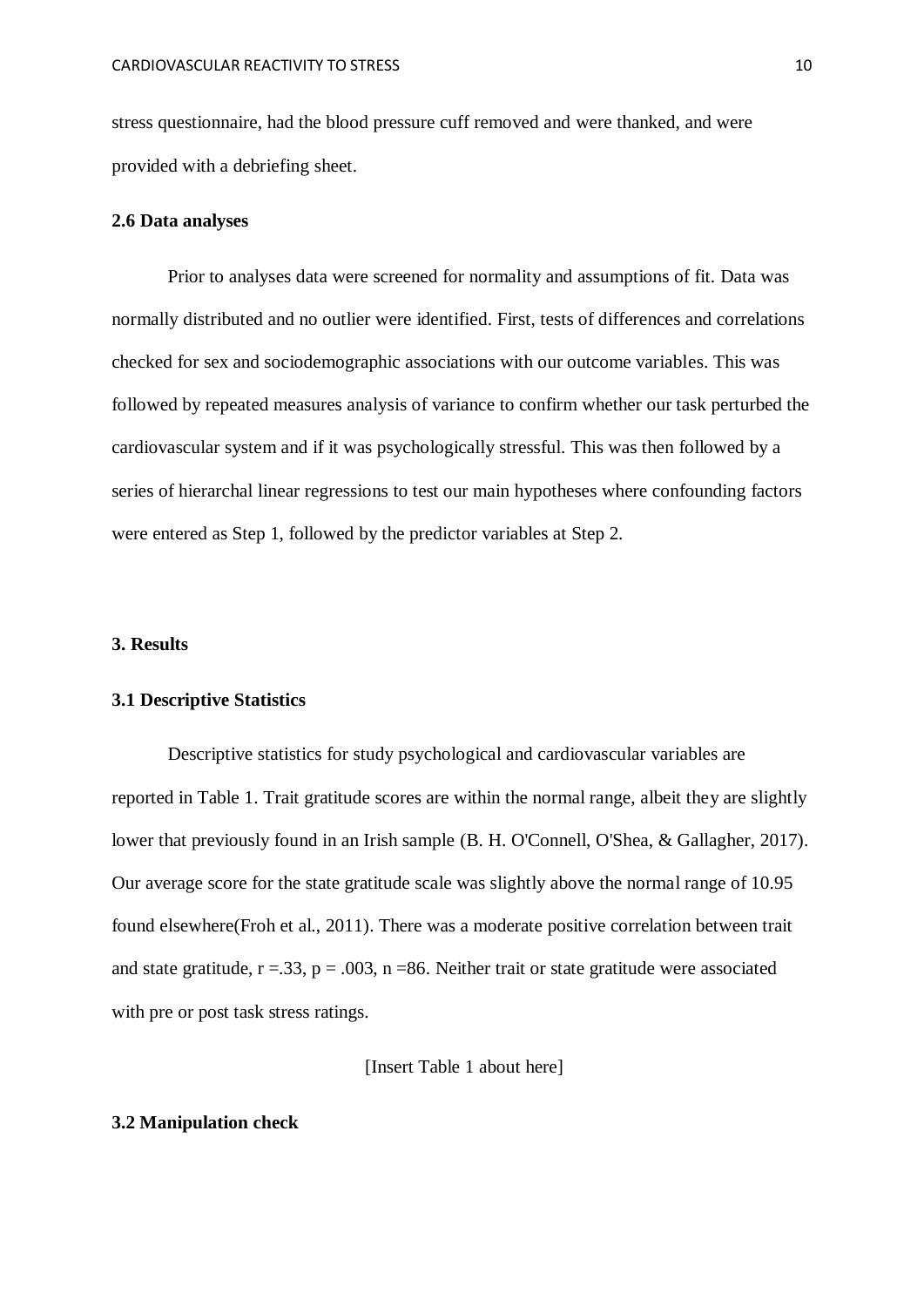stress questionnaire, had the blood pressure cuff removed and were thanked, and were provided with a debriefing sheet.

### 2.6 Data analyses

Prior to analyses data were screened for normality and assumptions of fit. Data was normally distributed and no outlier were identified. First, tests of differences and correlations checked for sex and sociodemographic associations with our outcome variables. This was followed by repeated measures analysis of variance to confirm whether our task perturbed the cardiovascular system and if it was psychologically stressful. This was then followed by a series of hierarchal linear regressions to test our main hypotheses where confounding factors were entered as Step 1, followed by the predictor variables at Step 2.

## 3. Results

### 3.1 Descriptive Statistics

Descriptive statistics for study psychological and cardiovascular variables are reported in Table 1. Trait gratitude scores are within the normal range, albeit they are slightly lower that previously found in an Irish sample (B. H. O'Connell, O'Shea, & Gallagher, 2017). Our average score for the state gratitude scale was slightly above the normal range of 10.95 found elsewhere(Froh et al., 2011). There was a moderate positive correlation between trait and state gratitude, $r = .33$, $p = .003$, $n = 86$. Neither trait or state gratitude were associated with pre or post task stress ratings.

[Insert Table 1 about here]

### 3.2 Manipulation check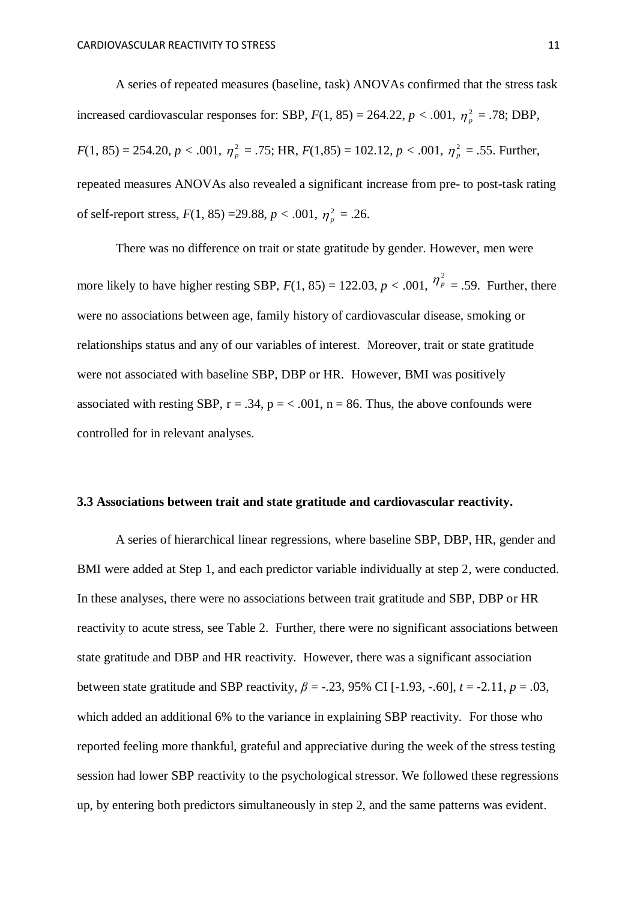A series of repeated measures (baseline, task) ANOVAs confirmed that the stress task increased cardiovascular responses for: SBP, $F(1, 85) = 264.22$, $p < .001$, $\eta_p^2 = .78$; DBP, $F(1, 85) = 254.20$, $p < .001$, $\eta_p^2 = .75$; HR, $F(1,85) = 102.12$, $p < .001$, $\eta_p^2 = .55$. Further, repeated measures ANOVAs also revealed a significant increase from pre- to post-task rating of self-report stress, $F(1, 85) =29.88$, $p < .001$, $\eta_p^2 = .26$.

There was no difference on trait or state gratitude by gender. However, men were more likely to have higher resting SBP, $F(1, 85) = 122.03$, $p < .001$, $\eta_p^2 = .59$. Further, there were no associations between age, family history of cardiovascular disease, smoking or relationships status and any of our variables of interest. Moreover, trait or state gratitude were not associated with baseline SBP, DBP or HR. However, BMI was positively associated with resting SBP, $r = .34$, $p = < .001$, $n = 86$. Thus, the above confounds were controlled for in relevant analyses.

### 3.3 Associations between trait and state gratitude and cardiovascular reactivity.

A series of hierarchical linear regressions, where baseline SBP, DBP, HR, gender and BMI were added at Step 1, and each predictor variable individually at step 2, were conducted. In these analyses, there were no associations between trait gratitude and SBP, DBP or HR reactivity to acute stress, see Table 2. Further, there were no significant associations between state gratitude and DBP and HR reactivity. However, there was a significant association between state gratitude and SBP reactivity, $\beta = -.23$, 95% CI [-1.93, -.60], $t = -2.11$, $p = .03$, which added an additional 6% to the variance in explaining SBP reactivity. For those who reported feeling more thankful, grateful and appreciative during the week of the stress testing session had lower SBP reactivity to the psychological stressor. We followed these regressions up, by entering both predictors simultaneously in step 2, and the same patterns was evident.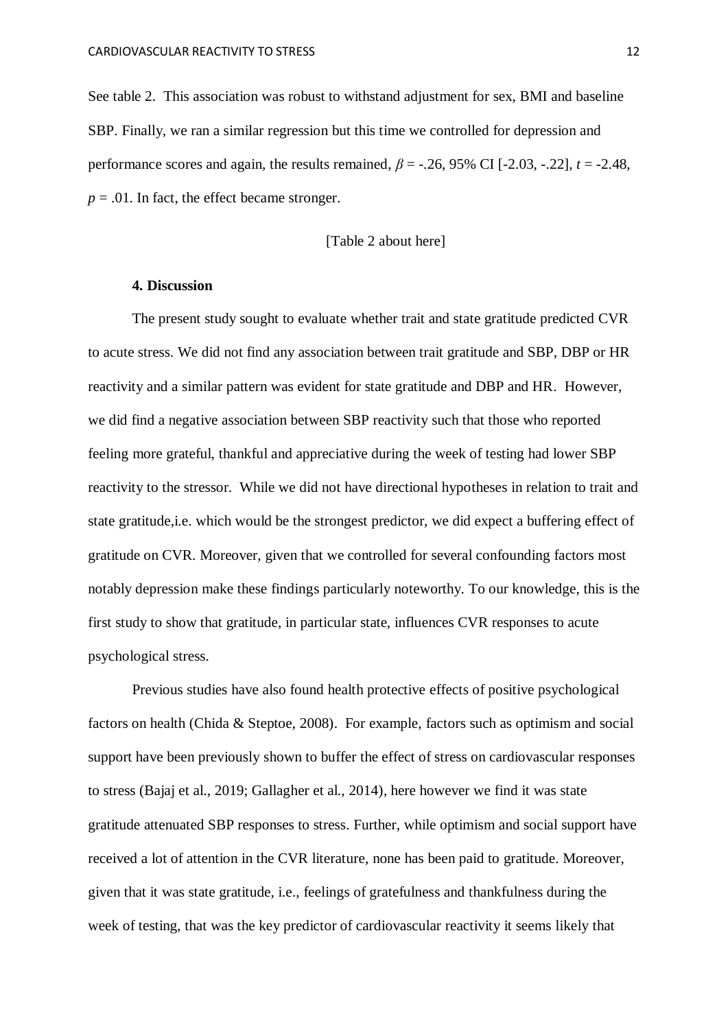See table 2. This association was robust to withstand adjustment for sex, BMI and baseline SBP. Finally, we ran a similar regression but this time we controlled for depression and performance scores and again, the results remained, $\beta$ = -.26, 95% CI [-2.03, -.22], $t$ = -2.48, $p$ = .01. In fact, the effect became stronger.

[Table 2 about here]

**4. Discussion**

The present study sought to evaluate whether trait and state gratitude predicted CVR to acute stress. We did not find any association between trait gratitude and SBP, DBP or HR reactivity and a similar pattern was evident for state gratitude and DBP and HR. However, we did find a negative association between SBP reactivity such that those who reported feeling more grateful, thankful and appreciative during the week of testing had lower SBP reactivity to the stressor. While we did not have directional hypotheses in relation to trait and state gratitude,i.e. which would be the strongest predictor, we did expect a buffering effect of gratitude on CVR. Moreover, given that we controlled for several confounding factors most notably depression make these findings particularly noteworthy. To our knowledge, this is the first study to show that gratitude, in particular state, influences CVR responses to acute psychological stress.

Previous studies have also found health protective effects of positive psychological factors on health (Chida & Steptoe, 2008). For example, factors such as optimism and social support have been previously shown to buffer the effect of stress on cardiovascular responses to stress (Bajaj et al., 2019; Gallagher et al., 2014), here however we find it was state gratitude attenuated SBP responses to stress. Further, while optimism and social support have received a lot of attention in the CVR literature, none has been paid to gratitude. Moreover, given that it was state gratitude, i.e., feelings of gratefulness and thankfulness during the week of testing, that was the key predictor of cardiovascular reactivity it seems likely that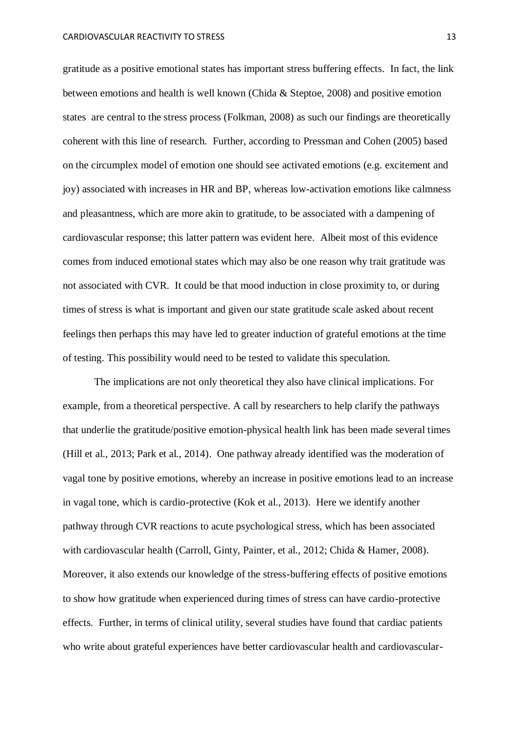gratitude as a positive emotional states has important stress buffering effects. In fact, the link between emotions and health is well known (Chida & Steptoe, 2008) and positive emotion states are central to the stress process (Folkman, 2008) as such our findings are theoretically coherent with this line of research. Further, according to Pressman and Cohen (2005) based on the circumplex model of emotion one should see activated emotions (e.g. excitement and joy) associated with increases in HR and BP, whereas low-activation emotions like calmness and pleasantness, which are more akin to gratitude, to be associated with a dampening of cardiovascular response; this latter pattern was evident here. Albeit most of this evidence comes from induced emotional states which may also be one reason why trait gratitude was not associated with CVR. It could be that mood induction in close proximity to, or during times of stress is what is important and given our state gratitude scale asked about recent feelings then perhaps this may have led to greater induction of grateful emotions at the time of testing. This possibility would need to be tested to validate this speculation.

The implications are not only theoretical they also have clinical implications. For example, from a theoretical perspective. A call by researchers to help clarify the pathways that underlie the gratitude/positive emotion-physical health link has been made several times (Hill et al., 2013; Park et al., 2014). One pathway already identified was the moderation of vagal tone by positive emotions, whereby an increase in positive emotions lead to an increase in vagal tone, which is cardio-protective (Kok et al., 2013). Here we identify another pathway through CVR reactions to acute psychological stress, which has been associated with cardiovascular health (Carroll, Ginty, Painter, et al., 2012; Chida & Hamer, 2008). Moreover, it also extends our knowledge of the stress-buffering effects of positive emotions to show how gratitude when experienced during times of stress can have cardio-protective effects. Further, in terms of clinical utility, several studies have found that cardiac patients who write about grateful experiences have better cardiovascular health and cardiovascular-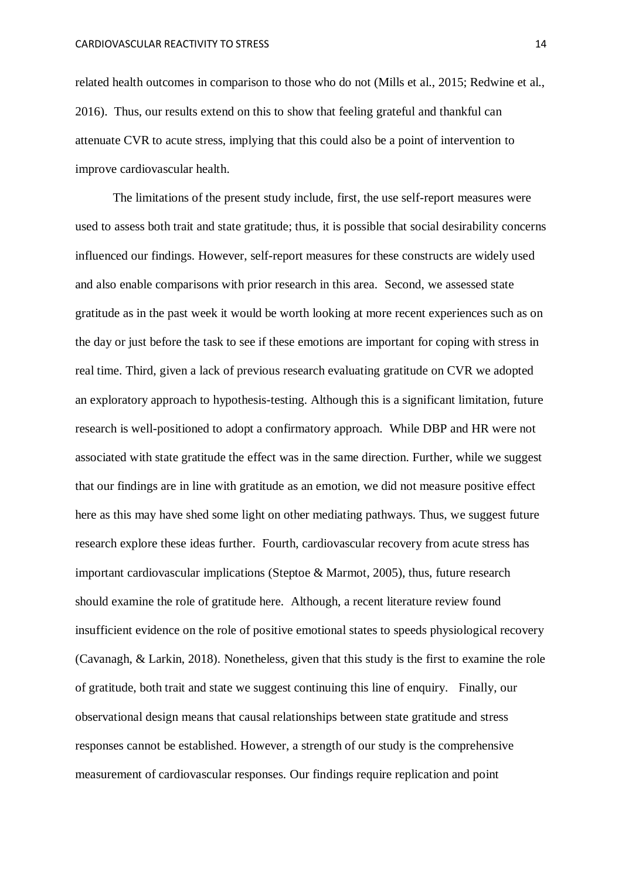related health outcomes in comparison to those who do not (Mills et al., 2015; Redwine et al., 2016). Thus, our results extend on this to show that feeling grateful and thankful can attenuate CVR to acute stress, implying that this could also be a point of intervention to improve cardiovascular health.

The limitations of the present study include, first, the use self-report measures were used to assess both trait and state gratitude; thus, it is possible that social desirability concerns influenced our findings. However, self-report measures for these constructs are widely used and also enable comparisons with prior research in this area. Second, we assessed state gratitude as in the past week it would be worth looking at more recent experiences such as on the day or just before the task to see if these emotions are important for coping with stress in real time. Third, given a lack of previous research evaluating gratitude on CVR we adopted an exploratory approach to hypothesis-testing. Although this is a significant limitation, future research is well-positioned to adopt a confirmatory approach. While DBP and HR were not associated with state gratitude the effect was in the same direction. Further, while we suggest that our findings are in line with gratitude as an emotion, we did not measure positive effect here as this may have shed some light on other mediating pathways. Thus, we suggest future research explore these ideas further. Fourth, cardiovascular recovery from acute stress has important cardiovascular implications (Steptoe & Marmot, 2005), thus, future research should examine the role of gratitude here. Although, a recent literature review found insufficient evidence on the role of positive emotional states to speeds physiological recovery (Cavanagh, & Larkin, 2018). Nonetheless, given that this study is the first to examine the role of gratitude, both trait and state we suggest continuing this line of enquiry. Finally, our observational design means that causal relationships between state gratitude and stress responses cannot be established. However, a strength of our study is the comprehensive measurement of cardiovascular responses. Our findings require replication and point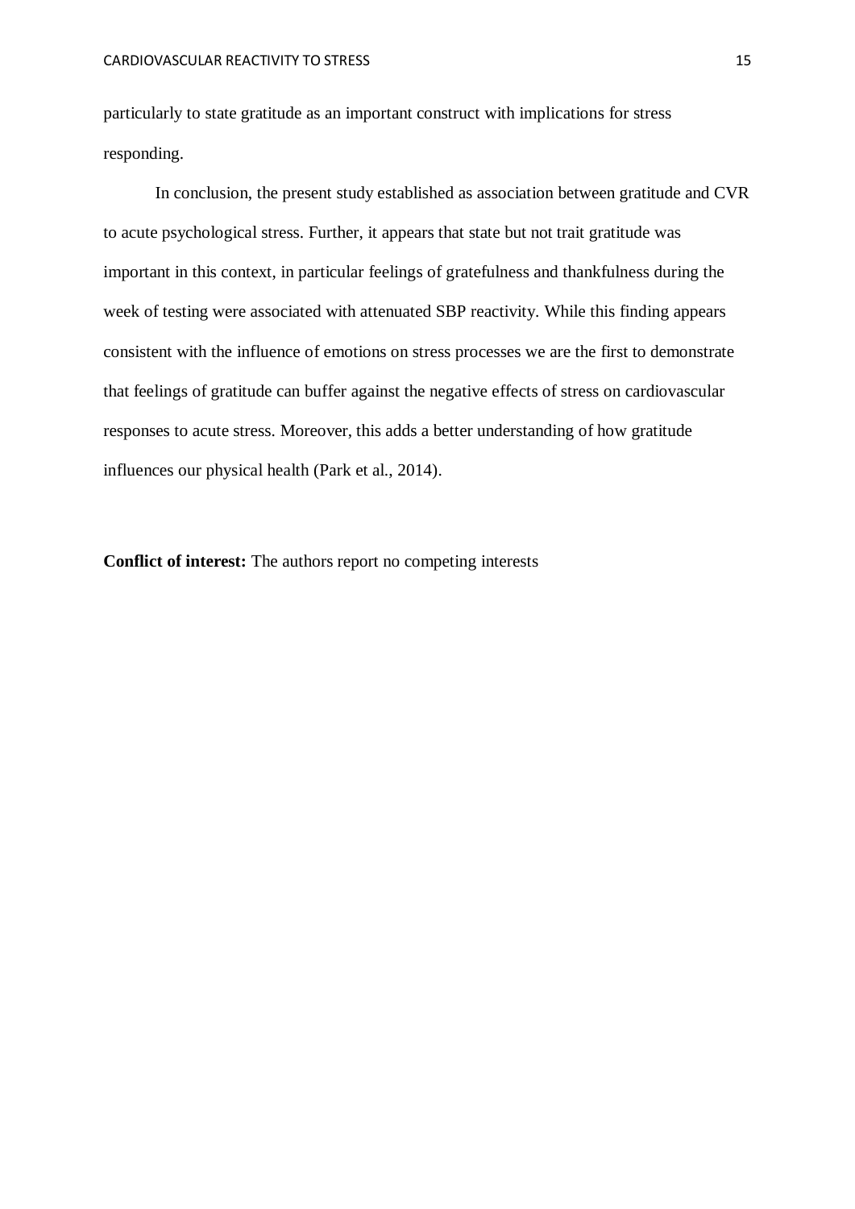particularly to state gratitude as an important construct with implications for stress responding.

In conclusion, the present study established as association between gratitude and CVR to acute psychological stress. Further, it appears that state but not trait gratitude was important in this context, in particular feelings of gratefulness and thankfulness during the week of testing were associated with attenuated SBP reactivity. While this finding appears consistent with the influence of emotions on stress processes we are the first to demonstrate that feelings of gratitude can buffer against the negative effects of stress on cardiovascular responses to acute stress. Moreover, this adds a better understanding of how gratitude influences our physical health (Park et al., 2014).

**Conflict of interest:** The authors report no competing interests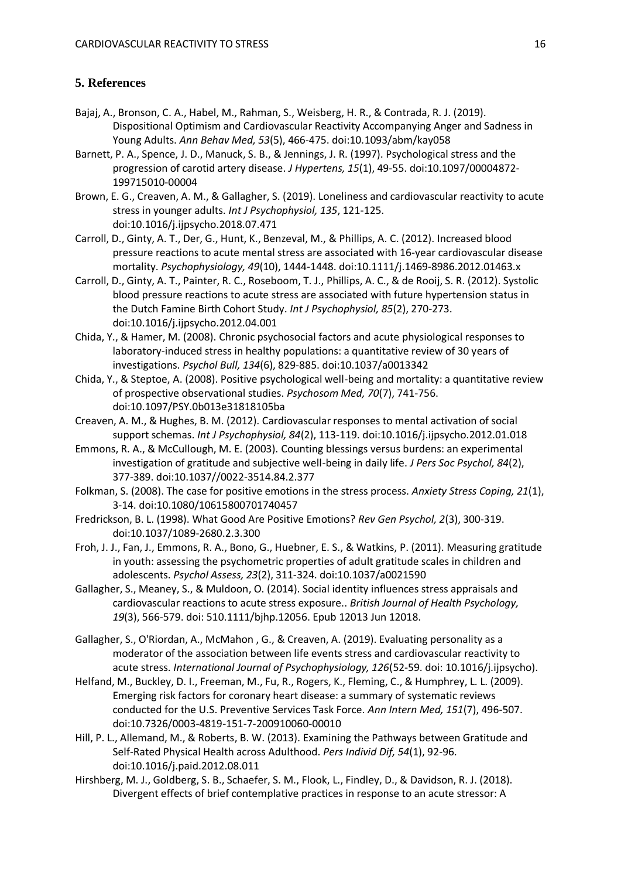## 5. References

Bajaj, A., Bronson, C. A., Habel, M., Rahman, S., Weisberg, H. R., & Contrada, R. J. (2019). Dispositional Optimism and Cardiovascular Reactivity Accompanying Anger and Sadness in Young Adults. *Ann Behav Med, 53*(5), 466-475. doi:10.1093/abm/kay058

Barnett, P. A., Spence, J. D., Manuck, S. B., & Jennings, J. R. (1997). Psychological stress and the progression of carotid artery disease. *J Hypertens, 15*(1), 49-55. doi:10.1097/00004872-199715010-00004

Brown, E. G., Creaven, A. M., & Gallagher, S. (2019). Loneliness and cardiovascular reactivity to acute stress in younger adults. *Int J Psychophysiol, 135*, 121-125. doi:10.1016/j.ijpsycho.2018.07.471

Carroll, D., Ginty, A. T., Der, G., Hunt, K., Benzeval, M., & Phillips, A. C. (2012). Increased blood pressure reactions to acute mental stress are associated with 16-year cardiovascular disease mortality. *Psychophysiology, 49*(10), 1444-1448. doi:10.1111/j.1469-8986.2012.01463.x

Carroll, D., Ginty, A. T., Painter, R. C., Roseboom, T. J., Phillips, A. C., & de Rooij, S. R. (2012). Systolic blood pressure reactions to acute stress are associated with future hypertension status in the Dutch Famine Birth Cohort Study. *Int J Psychophysiol, 85*(2), 270-273. doi:10.1016/j.ijpsycho.2012.04.001

Chida, Y., & Hamer, M. (2008). Chronic psychosocial factors and acute physiological responses to laboratory-induced stress in healthy populations: a quantitative review of 30 years of investigations. *Psychol Bull, 134*(6), 829-885. doi:10.1037/a0013342

Chida, Y., & Steptoe, A. (2008). Positive psychological well-being and mortality: a quantitative review of prospective observational studies. *Psychosom Med, 70*(7), 741-756. doi:10.1097/PSY.0b013e31818105ba

Creaven, A. M., & Hughes, B. M. (2012). Cardiovascular responses to mental activation of social support schemas. *Int J Psychophysiol, 84*(2), 113-119. doi:10.1016/j.ijpsycho.2012.01.018

Emmons, R. A., & McCullough, M. E. (2003). Counting blessings versus burdens: an experimental investigation of gratitude and subjective well-being in daily life. *J Pers Soc Psychol, 84*(2), 377-389. doi:10.1037//0022-3514.84.2.377

Folkman, S. (2008). The case for positive emotions in the stress process. *Anxiety Stress Coping, 21*(1), 3-14. doi:10.1080/10615800701740457

Fredrickson, B. L. (1998). What Good Are Positive Emotions? *Rev Gen Psychol, 2*(3), 300-319. doi:10.1037/1089-2680.2.3.300

Froh, J. J., Fan, J., Emmons, R. A., Bono, G., Huebner, E. S., & Watkins, P. (2011). Measuring gratitude in youth: assessing the psychometric properties of adult gratitude scales in children and adolescents. *Psychol Assess, 23*(2), 311-324. doi:10.1037/a0021590

Gallagher, S., Meaney, S., & Muldoon, O. (2014). Social identity influences stress appraisals and cardiovascular reactions to acute stress exposure.. *British Journal of Health Psychology, 19*(3), 566-579. doi: 510.1111/bjhp.12056. Epub 12013 Jun 12018.

Gallagher, S., O'Riordan, A., McMahon , G., & Creaven, A. (2019). Evaluating personality as a moderator of the association between life events stress and cardiovascular reactivity to acute stress. *International Journal of Psychophysiology, 126*(52-59. doi: 10.1016/j.ijpsycho).

Helfand, M., Buckley, D. I., Freeman, M., Fu, R., Rogers, K., Fleming, C., & Humphrey, L. L. (2009). Emerging risk factors for coronary heart disease: a summary of systematic reviews conducted for the U.S. Preventive Services Task Force. *Ann Intern Med, 151*(7), 496-507. doi:10.7326/0003-4819-151-7-200910060-00010

Hill, P. L., Allemand, M., & Roberts, B. W. (2013). Examining the Pathways between Gratitude and Self-Rated Physical Health across Adulthood. *Pers Individ Dif, 54*(1), 92-96. doi:10.1016/j.paid.2012.08.011

Hirshberg, M. J., Goldberg, S. B., Schaefer, S. M., Flook, L., Findley, D., & Davidson, R. J. (2018). Divergent effects of brief contemplative practices in response to an acute stressor: A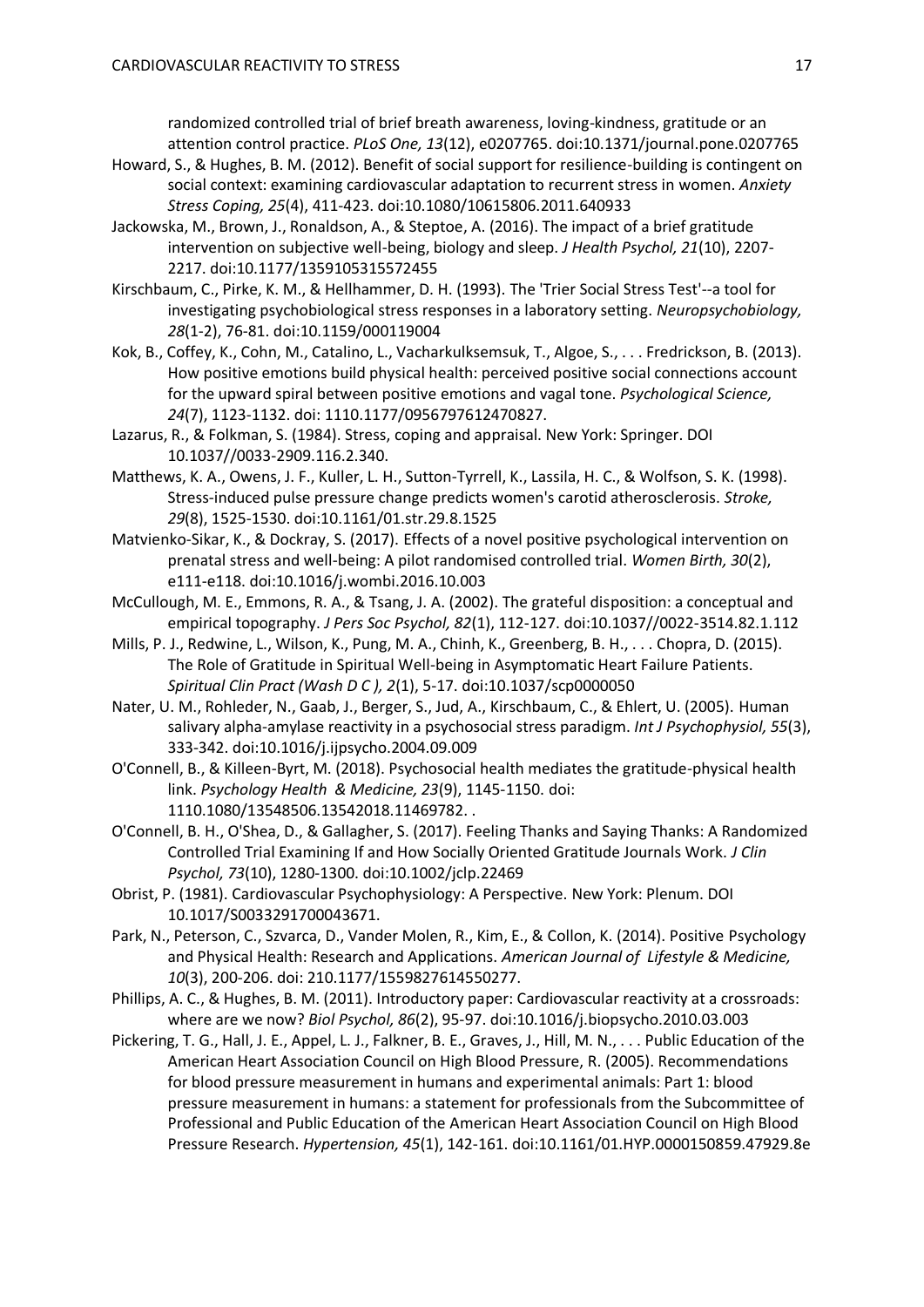randomized controlled trial of brief breath awareness, loving-kindness, gratitude or an attention control practice. *PLoS One, 13*(12), e0207765. doi:10.1371/journal.pone.0207765

Howard, S., & Hughes, B. M. (2012). Benefit of social support for resilience-building is contingent on social context: examining cardiovascular adaptation to recurrent stress in women. *Anxiety Stress Coping, 25*(4), 411-423. doi:10.1080/10615806.2011.640933

Jackowska, M., Brown, J., Ronaldson, A., & Steptoe, A. (2016). The impact of a brief gratitude intervention on subjective well-being, biology and sleep. *J Health Psychol, 21*(10), 2207-2217. doi:10.1177/1359105315572455

Kirschbaum, C., Pirke, K. M., & Hellhammer, D. H. (1993). The 'Trier Social Stress Test'--a tool for investigating psychobiological stress responses in a laboratory setting. *Neuropsychobiology, 28*(1-2), 76-81. doi:10.1159/000119004

Kok, B., Coffey, K., Cohn, M., Catalino, L., Vacharkulksemsuk, T., Algoe, S., . . . Fredrickson, B. (2013). How positive emotions build physical health: perceived positive social connections account for the upward spiral between positive emotions and vagal tone. *Psychological Science, 24*(7), 1123-1132. doi: 1110.1177/0956797612470827.

Lazarus, R., & Folkman, S. (1984). Stress, coping and appraisal. New York: Springer. DOI 10.1037//0033-2909.116.2.340.

Matthews, K. A., Owens, J. F., Kuller, L. H., Sutton-Tyrrell, K., Lassila, H. C., & Wolfson, S. K. (1998). Stress-induced pulse pressure change predicts women's carotid atherosclerosis. *Stroke, 29*(8), 1525-1530. doi:10.1161/01.str.29.8.1525

Matvienko-Sikar, K., & Dockray, S. (2017). Effects of a novel positive psychological intervention on prenatal stress and well-being: A pilot randomised controlled trial. *Women Birth, 30*(2), e111-e118. doi:10.1016/j.wombi.2016.10.003

McCullough, M. E., Emmons, R. A., & Tsang, J. A. (2002). The grateful disposition: a conceptual and empirical topography. *J Pers Soc Psychol, 82*(1), 112-127. doi:10.1037//0022-3514.82.1.112

Mills, P. J., Redwine, L., Wilson, K., Pung, M. A., Chinh, K., Greenberg, B. H., . . . Chopra, D. (2015). The Role of Gratitude in Spiritual Well-being in Asymptomatic Heart Failure Patients. *Spiritual Clin Pract (Wash D C ), 2*(1), 5-17. doi:10.1037/scp0000050

Nater, U. M., Rohleder, N., Gaab, J., Berger, S., Jud, A., Kirschbaum, C., & Ehlert, U. (2005). Human salivary alpha-amylase reactivity in a psychosocial stress paradigm. *Int J Psychophysiol, 55*(3), 333-342. doi:10.1016/j.ijpsycho.2004.09.009

O'Connell, B., & Killeen-Byrt, M. (2018). Psychosocial health mediates the gratitude-physical health link. *Psychology Health & Medicine, 23*(9), 1145-1150. doi: 1110.1080/13548506.13542018.11469782. .

O'Connell, B. H., O'Shea, D., & Gallagher, S. (2017). Feeling Thanks and Saying Thanks: A Randomized Controlled Trial Examining If and How Socially Oriented Gratitude Journals Work. *J Clin Psychol, 73*(10), 1280-1300. doi:10.1002/jclp.22469

Obrist, P. (1981). Cardiovascular Psychophysiology: A Perspective. New York: Plenum. DOI 10.1017/S0033291700043671.

Park, N., Peterson, C., Szvarca, D., Vander Molen, R., Kim, E., & Collon, K. (2014). Positive Psychology and Physical Health: Research and Applications. *American Journal of Lifestyle & Medicine, 10*(3), 200-206. doi: 210.1177/1559827614550277.

Phillips, A. C., & Hughes, B. M. (2011). Introductory paper: Cardiovascular reactivity at a crossroads: where are we now? *Biol Psychol, 86*(2), 95-97. doi:10.1016/j.biopsycho.2010.03.003

Pickering, T. G., Hall, J. E., Appel, L. J., Falkner, B. E., Graves, J., Hill, M. N., . . . Public Education of the American Heart Association Council on High Blood Pressure, R. (2005). Recommendations for blood pressure measurement in humans and experimental animals: Part 1: blood pressure measurement in humans: a statement for professionals from the Subcommittee of Professional and Public Education of the American Heart Association Council on High Blood Pressure Research. *Hypertension, 45*(1), 142-161. doi:10.1161/01.HYP.0000150859.47929.8e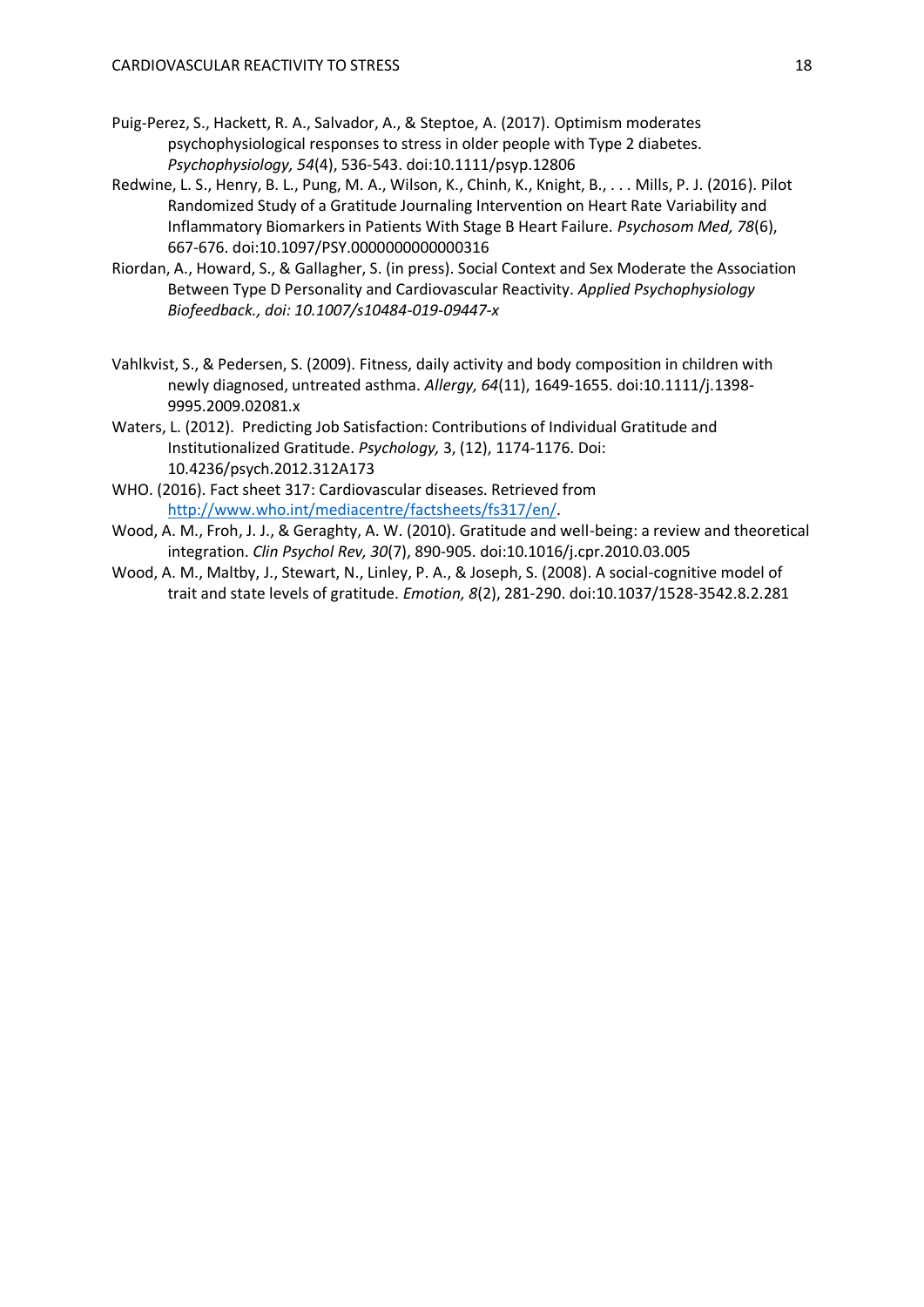Puig-Perez, S., Hackett, R. A., Salvador, A., & Steptoe, A. (2017). Optimism moderates psychophysiological responses to stress in older people with Type 2 diabetes. *Psychophysiology, 54*(4), 536-543. doi:10.1111/psyp.12806

Redwine, L. S., Henry, B. L., Pung, M. A., Wilson, K., Chinh, K., Knight, B., . . . Mills, P. J. (2016). Pilot Randomized Study of a Gratitude Journaling Intervention on Heart Rate Variability and Inflammatory Biomarkers in Patients With Stage B Heart Failure. *Psychosom Med, 78*(6), 667-676. doi:10.1097/PSY.0000000000000316

Riordan, A., Howard, S., & Gallagher, S. (in press). Social Context and Sex Moderate the Association Between Type D Personality and Cardiovascular Reactivity. *Applied Psychophysiology Biofeedback., doi: 10.1007/s10484-019-09447-x*

Vahlkvist, S., & Pedersen, S. (2009). Fitness, daily activity and body composition in children with newly diagnosed, untreated asthma. *Allergy, 64*(11), 1649-1655. doi:10.1111/j.1398-9995.2009.02081.x

Waters, L. (2012). Predicting Job Satisfaction: Contributions of Individual Gratitude and Institutionalized Gratitude. *Psychology,* 3, (12), 1174-1176. Doi: 10.4236/psych.2012.312A173

WHO. (2016). Fact sheet 317: Cardiovascular diseases. Retrieved from http://www.who.int/mediacentre/factsheets/fs317/en/.

Wood, A. M., Froh, J. J., & Geraghty, A. W. (2010). Gratitude and well-being: a review and theoretical integration. *Clin Psychol Rev, 30*(7), 890-905. doi:10.1016/j.cpr.2010.03.005

Wood, A. M., Maltby, J., Stewart, N., Linley, P. A., & Joseph, S. (2008). A social-cognitive model of trait and state levels of gratitude. *Emotion, 8*(2), 281-290. doi:10.1037/1528-3542.8.2.281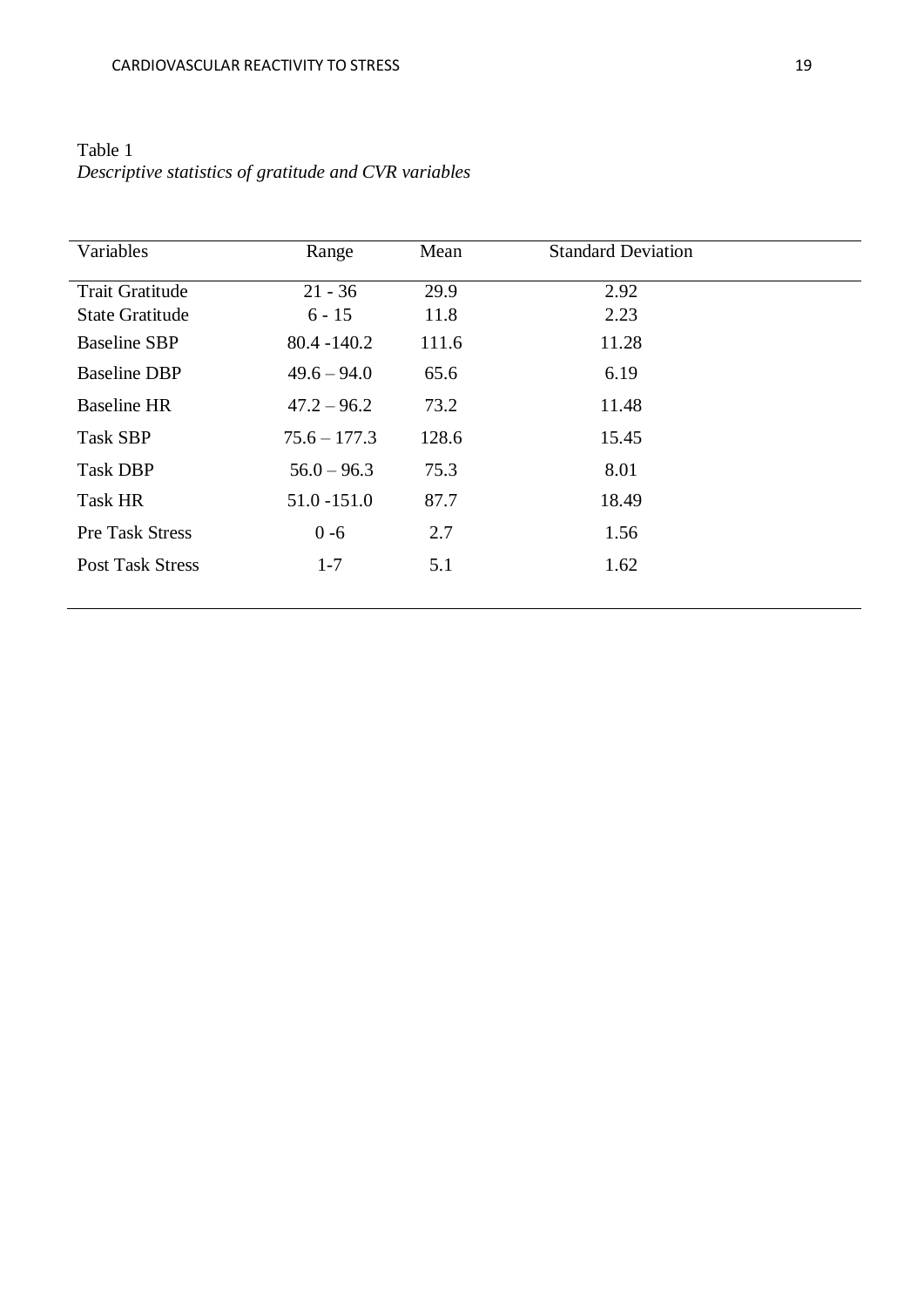Table 1

*Descriptive statistics of gratitude and CVR variables*

| Variables | Range | Mean | Standard Deviation |
|---|---|---|---|
| Trait Gratitude | 21 - 36 | 29.9 | 2.92 |
| State Gratitude | 6 - 15 | 11.8 | 2.23 |
| Baseline SBP | 80.4 -140.2 | 111.6 | 11.28 |
| Baseline DBP | 49.6 – 94.0 | 65.6 | 6.19 |
| Baseline HR | 47.2 – 96.2 | 73.2 | 11.48 |
| Task SBP | 75.6 – 177.3 | 128.6 | 15.45 |
| Task DBP | 56.0 – 96.3 | 75.3 | 8.01 |
| Task HR | 51.0 -151.0 | 87.7 | 18.49 |
| Pre Task Stress | 0 -6 | 2.7 | 1.56 |
| Post Task Stress | 1-7 | 5.1 | 1.62 |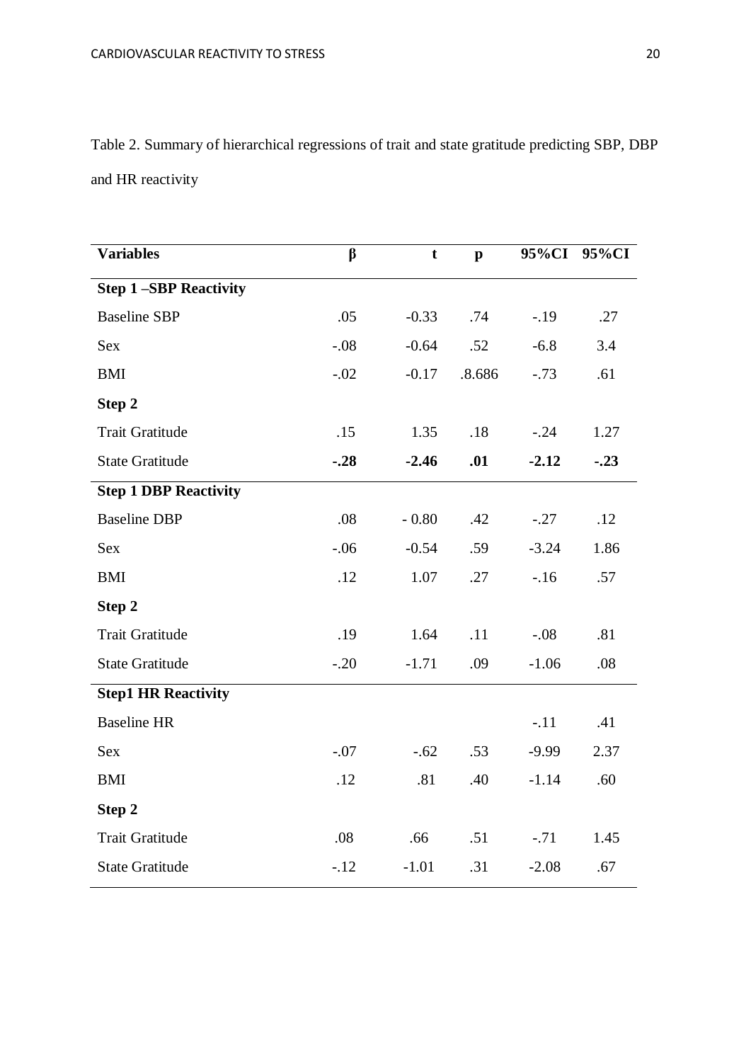Table 2. Summary of hierarchical regressions of trait and state gratitude predicting SBP, DBP and HR reactivity

| **Variables** | **β** | **t** | **p** | **95%CI** | **95%CI** |
|---|---|---|---|---|---|
| **Step 1 –SBP Reactivity** | | | | | |
| Baseline SBP | .05 | -0.33 | .74 | -.19 | .27 |
| Sex | -.08 | -0.64 | .52 | -6.8 | 3.4 |
| BMI | -.02 | -0.17 | .8.686 | -.73 | .61 |
| **Step 2** | | | | | |
| Trait Gratitude | .15 | 1.35 | .18 | -.24 | 1.27 |
| State Gratitude | **-.28** | **-2.46** | **.01** | **-2.12** | **-.23** |
| **Step 1 DBP Reactivity** | | | | | |
| Baseline DBP | .08 | - 0.80 | .42 | -.27 | .12 |
| Sex | -.06 | -0.54 | .59 | -3.24 | 1.86 |
| BMI | .12 | 1.07 | .27 | -.16 | .57 |
| **Step 2** | | | | | |
| Trait Gratitude | .19 | 1.64 | .11 | -.08 | .81 |
| State Gratitude | -.20 | -1.71 | .09 | -1.06 | .08 |
| **Step1 HR Reactivity** | | | | | |
| Baseline HR | | | | -.11 | .41 |
| Sex | -.07 | -.62 | .53 | -9.99 | 2.37 |
| BMI | .12 | .81 | .40 | -1.14 | .60 |
| **Step 2** | | | | | |
| Trait Gratitude | .08 | .66 | .51 | -.71 | 1.45 |
| State Gratitude | -.12 | -1.01 | .31 | -2.08 | .67 |